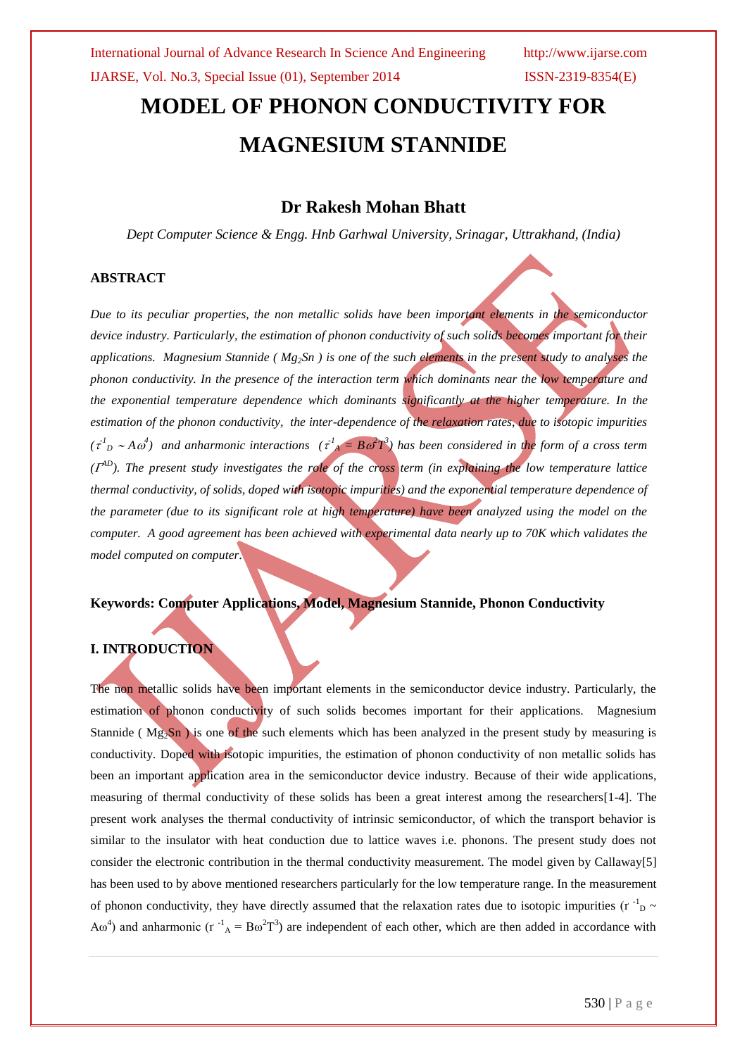# MODEL OF PHONON CONDUCTIVITY FOR MAGNESIUM STANNIDE

## Dr Rakesh Mohan Bhatt

*Dept Computer Science & Engg. Hnb Garhwal University, Srinagar, Uttrakhand, (India)*

### ABSTRACT

*Due to its peculiar properties, the non metallic solids have been important elements in the semiconductor device industry. Particularly, the estimation of phonon conductivity of such solids becomes important for their applications. Magnesium Stannide ( $Mg_2Sn$ ) is one of the such elements in the present study to analyses the phonon conductivity. In the presence of the interaction term which dominants near the low temperature and the exponential temperature dependence which dominants significantly at the higher temperature. In the estimation of the phonon conductivity, the inter-dependence of the relaxation rates, due to isotopic impurities ($\tau^{-1}_D \sim A\omega^4$) and anharmonic interactions ($\tau^{-1}_A = B\omega^2T^3$) has been considered in the form of a cross term ($\Gamma^{AD}$). The present study investigates the role of the cross term (in explaining the low temperature lattice thermal conductivity, of solids, doped with isotopic impurities) and the exponential temperature dependence of the parameter (due to its significant role at high temperature) have been analyzed using the model on the computer. A good agreement has been achieved with experimental data nearly up to 70K which validates the model computed on computer.*

**Keywords: Computer Applications, Model, Magnesium Stannide, Phonon Conductivity**

### I. INTRODUCTION

The non metallic solids have been important elements in the semiconductor device industry. Particularly, the estimation of phonon conductivity of such solids becomes important for their applications. Magnesium Stannide ( $Mg_2Sn$ ) is one of the such elements which has been analyzed in the present study by measuring is conductivity. Doped with isotopic impurities, the estimation of phonon conductivity of non metallic solids has been an important application area in the semiconductor device industry. Because of their wide applications, measuring of thermal conductivity of these solids has been a great interest among the researchers[1-4]. The present work analyses the thermal conductivity of intrinsic semiconductor, of which the transport behavior is similar to the insulator with heat conduction due to lattice waves i.e. phonons. The present study does not consider the electronic contribution in the thermal conductivity measurement. The model given by Callaway[5] has been used to by above mentioned researchers particularly for the low temperature range. In the measurement of phonon conductivity, they have directly assumed that the relaxation rates due to isotopic impurities ($r^{-1}_D \sim A\omega^4$) and anharmonic ($r^{-1}_A = B\omega^2T^3$) are independent of each other, which are then added in accordance with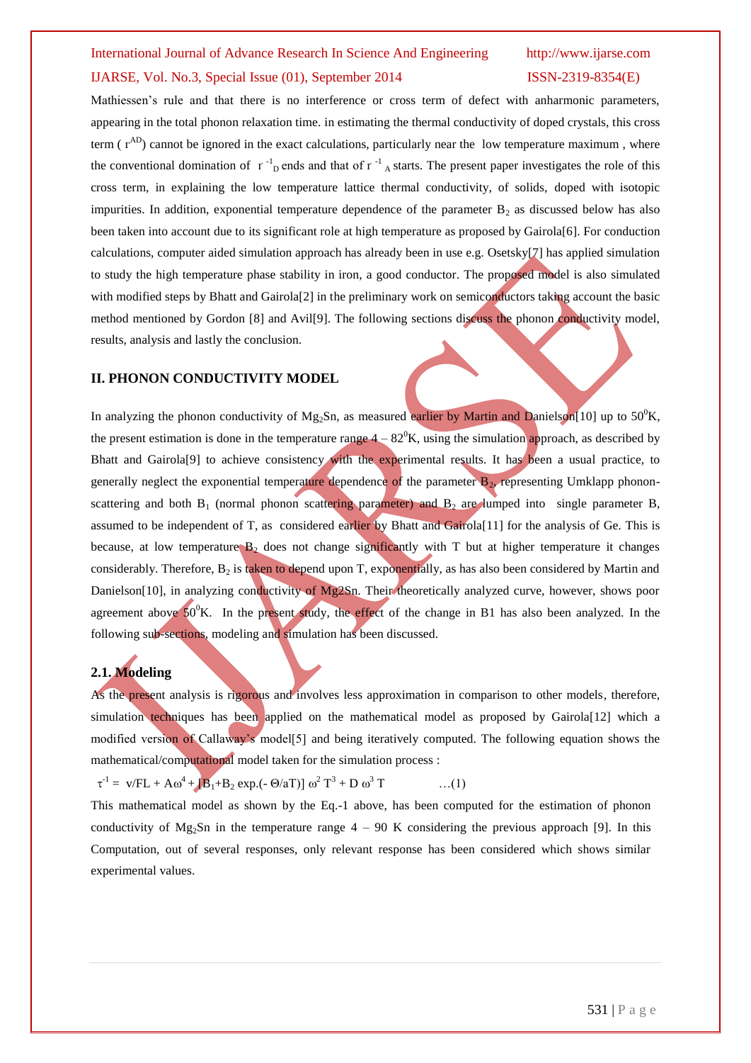Mathiessen's rule and that there is no interference or cross term of defect with anharmonic parameters, appearing in the total phonon relaxation time. in estimating the thermal conductivity of doped crystals, this cross term ( $r^{AD}$) cannot be ignored in the exact calculations, particularly near the low temperature maximum , where the conventional domination of $r^{-1}_{D}$ ends and that of $r^{-1}_{A}$ starts. The present paper investigates the role of this cross term, in explaining the low temperature lattice thermal conductivity, of solids, doped with isotopic impurities. In addition, exponential temperature dependence of the parameter $B_2$ as discussed below has also been taken into account due to its significant role at high temperature as proposed by Gairola[6]. For conduction calculations, computer aided simulation approach has already been in use e.g. Osetsky[7] has applied simulation to study the high temperature phase stability in iron, a good conductor. The proposed model is also simulated with modified steps by Bhatt and Gairola[2] in the preliminary work on semiconductors taking account the basic method mentioned by Gordon [8] and Avil[9]. The following sections discuss the phonon conductivity model, results, analysis and lastly the conclusion.

## II. PHONON CONDUCTIVITY MODEL

In analyzing the phonon conductivity of $Mg_2Sn$, as measured earlier by Martin and Danielson[10] up to $50^0$K, the present estimation is done in the temperature range $4 – 82^0$K, using the simulation approach, as described by Bhatt and Gairola[9] to achieve consistency with the experimental results. It has been a usual practice, to generally neglect the exponential temperature dependence of the parameter $B_2$, representing Umklapp phonon-scattering and both $B_1$ (normal phonon scattering parameter) and $B_2$ are lumped into single parameter B, assumed to be independent of T, as considered earlier by Bhatt and Gairola[11] for the analysis of Ge. This is because, at low temperature $B_2$ does not change significantly with T but at higher temperature it changes considerably. Therefore, $B_2$ is taken to depend upon T, exponentially, as has also been considered by Martin and Danielson[10], in analyzing conductivity of Mg2Sn. Their theoretically analyzed curve, however, shows poor agreement above $50^0$K. In the present study, the effect of the change in B1 has also been analyzed. In the following sub-sections, modeling and simulation has been discussed.

### 2.1. Modeling

As the present analysis is rigorous and involves less approximation in comparison to other models, therefore, simulation techniques has been applied on the mathematical model as proposed by Gairola[12] which a modified version of Callaway's model[5] and being iteratively computed. The following equation shows the mathematical/computational model taken for the simulation process :

$$\tau^{-1} = v/FL + A\omega^4 + [B_1 + B_2 \exp(-\Theta/aT)]\, \omega^2 T^3 + D\, \omega^3 T \qquad \ldots(1)$$

This mathematical model as shown by the Eq.-1 above, has been computed for the estimation of phonon conductivity of $Mg_2Sn$ in the temperature range 4 – 90 K considering the previous approach [9]. In this Computation, out of several responses, only relevant response has been considered which shows similar experimental values.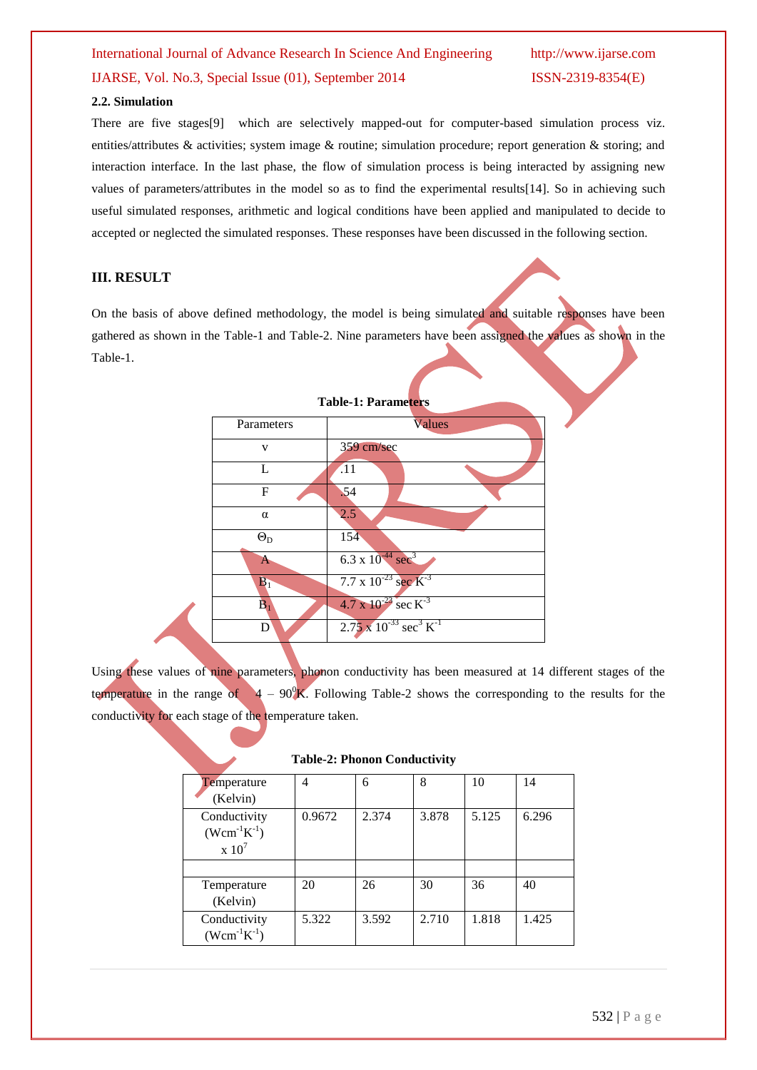### 2.2. Simulation

There are five stages[9] which are selectively mapped-out for computer-based simulation process viz. entities/attributes & activities; system image & routine; simulation procedure; report generation & storing; and interaction interface. In the last phase, the flow of simulation process is being interacted by assigning new values of parameters/attributes in the model so as to find the experimental results[14]. So in achieving such useful simulated responses, arithmetic and logical conditions have been applied and manipulated to decide to accepted or neglected the simulated responses. These responses have been discussed in the following section.

## III. RESULT

On the basis of above defined methodology, the model is being simulated and suitable responses have been gathered as shown in the Table-1 and Table-2. Nine parameters have been assigned the values as shown in the Table-1.

**Table-1: Parameters**

| Parameters | Values |
|---|---|
| v | 359 cm/sec |
| L | .11 |
| F | .54 |
| $\alpha$ | 2.5 |
| $\Theta_D$ | 154 |
| A | $6.3 \times 10^{-44}$ $sec^3$ |
| $B_1$ | $7.7 \times 10^{-23}$ sec $K^{-3}$ |
| $B_1$ | $4.7 \times 10^{-23}$ sec $K^{-3}$ |
| D | $2.75 \times 10^{-33}$ $sec^3$ $K^{-1}$ |

Using these values of nine parameters, phonon conductivity has been measured at 14 different stages of the temperature in the range of 4 – $90^0$K. Following Table-2 shows the corresponding to the results for the conductivity for each stage of the temperature taken.

**Table-2: Phonon Conductivity**

| Temperature (Kelvin) | 4 | 6 | 8 | 10 | 14 |
|---|---|---|---|---|---|
| Conductivity ($Wcm^{-1}K^{-1}$) x $10^7$ | 0.9672 | 2.374 | 3.878 | 5.125 | 6.296 |
| | | | | | |
| Temperature (Kelvin) | 20 | 26 | 30 | 36 | 40 |
| Conductivity ($Wcm^{-1}K^{-1}$) | 5.322 | 3.592 | 2.710 | 1.818 | 1.425 |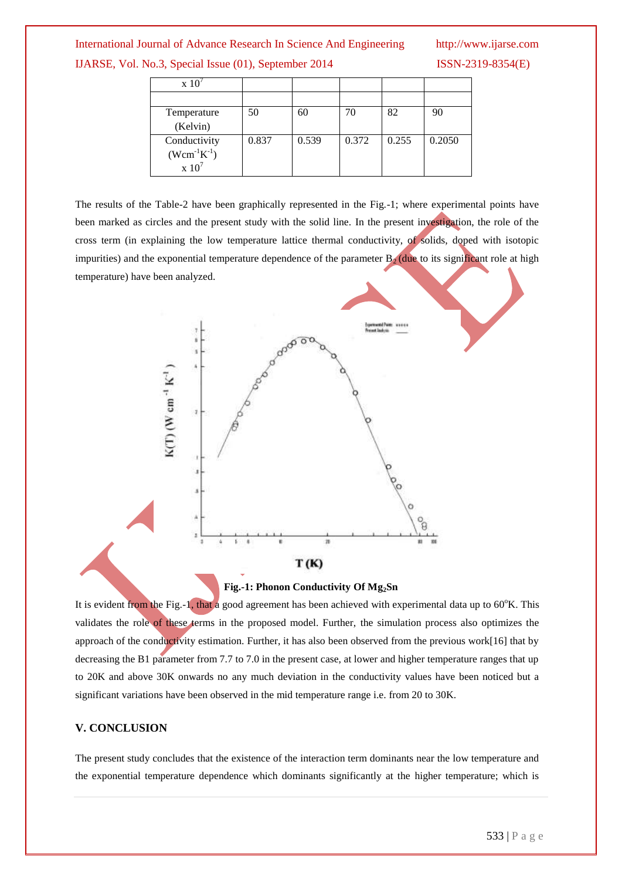| x $10^7$ | | | | | |
|---|---|---|---|---|---|
| | | | | | |
| Temperature (Kelvin) | 50 | 60 | 70 | 82 | 90 |
| Conductivity ($Wcm^{-1}K^{-1}$) x $10^7$ | 0.837 | 0.539 | 0.372 | 0.255 | 0.2050 |

The results of the Table-2 have been graphically represented in the Fig.-1; where experimental points have been marked as circles and the present study with the solid line. In the present investigation, the role of the cross term (in explaining the low temperature lattice thermal conductivity, of solids, doped with isotopic impurities) and the exponential temperature dependence of the parameter $B_2$ (due to its significant role at high temperature) have been analyzed.

**Fig.-1: Phonon Conductivity Of $Mg_2Sn$**

It is evident from the Fig.-1, that a good agreement has been achieved with experimental data up to 60°K. This validates the role of these terms in the proposed model. Further, the simulation process also optimizes the approach of the conductivity estimation. Further, it has also been observed from the previous work[16] that by decreasing the B1 parameter from 7.7 to 7.0 in the present case, at lower and higher temperature ranges that up to 20K and above 30K onwards no any much deviation in the conductivity values have been noticed but a significant variations have been observed in the mid temperature range i.e. from 20 to 30K.

## V. CONCLUSION

The present study concludes that the existence of the interaction term dominants near the low temperature and the exponential temperature dependence which dominants significantly at the higher temperature; which is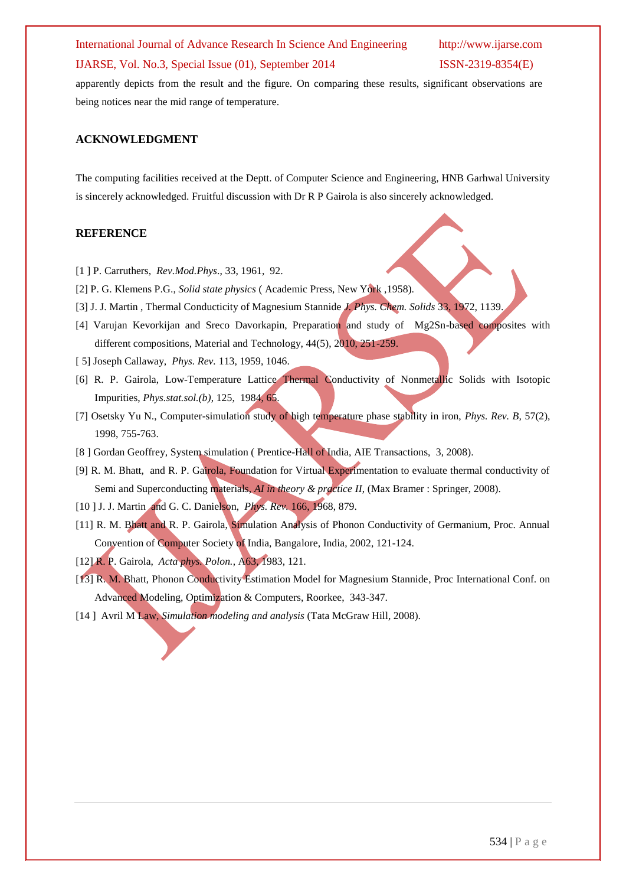apparently depicts from the result and the figure. On comparing these results, significant observations are being notices near the mid range of temperature.

## ACKNOWLEDGMENT

The computing facilities received at the Deptt. of Computer Science and Engineering, HNB Garhwal University is sincerely acknowledged. Fruitful discussion with Dr R P Gairola is also sincerely acknowledged.

## REFERENCE

[1 ] P. Carruthers, *Rev.Mod.Phys*., 33, 1961, 92.

[2] P. G. Klemens P.G., *Solid state physics* ( Academic Press, New York ,1958).

[3] J. J. Martin , Thermal Conducticity of Magnesium Stannide *J. Phys. Chem. Solids* 33, 1972, 1139.

[4] Varujan Kevorkijan and Sreco Davorkapin, Preparation and study of Mg2Sn-based composites with different compositions, Material and Technology, 44(5), 2010, 251-259.

[ 5] Joseph Callaway, *Phys. Rev.* 113, 1959, 1046.

[6] R. P. Gairola, Low-Temperature Lattice Thermal Conductivity of Nonmetallic Solids with Isotopic Impurities, *Phys.stat.sol.(b)*, 125, 1984, 65.

[7] Osetsky Yu N., Computer-simulation study of high temperature phase stability in iron, *Phys. Rev. B*, 57(2), 1998, 755-763.

[8 ] Gordan Geoffrey, System simulation ( Prentice-Hall of India, AIE Transactions, 3, 2008).

[9] R. M. Bhatt, and R. P. Gairola, Foundation for Virtual Experimentation to evaluate thermal conductivity of Semi and Superconducting materials, *AI in theory & practice II*, (Max Bramer : Springer, 2008).

[10 ] J. J. Martin and G. C. Danielson, *Phys. Rev.* 166, 1968, 879.

[11] R. M. Bhatt and R. P. Gairola, Simulation Analysis of Phonon Conductivity of Germanium, Proc. Annual Convention of Computer Society of India, Bangalore, India, 2002, 121-124.

[12] R. P. Gairola, *Acta phys. Polon.*, A63, 1983, 121.

[13] R. M. Bhatt, Phonon Conductivity Estimation Model for Magnesium Stannide, Proc International Conf. on Advanced Modeling, Optimization & Computers, Roorkee, 343-347.

[14 ] Avril M Law, *Simulation modeling and analysis* (Tata McGraw Hill, 2008).